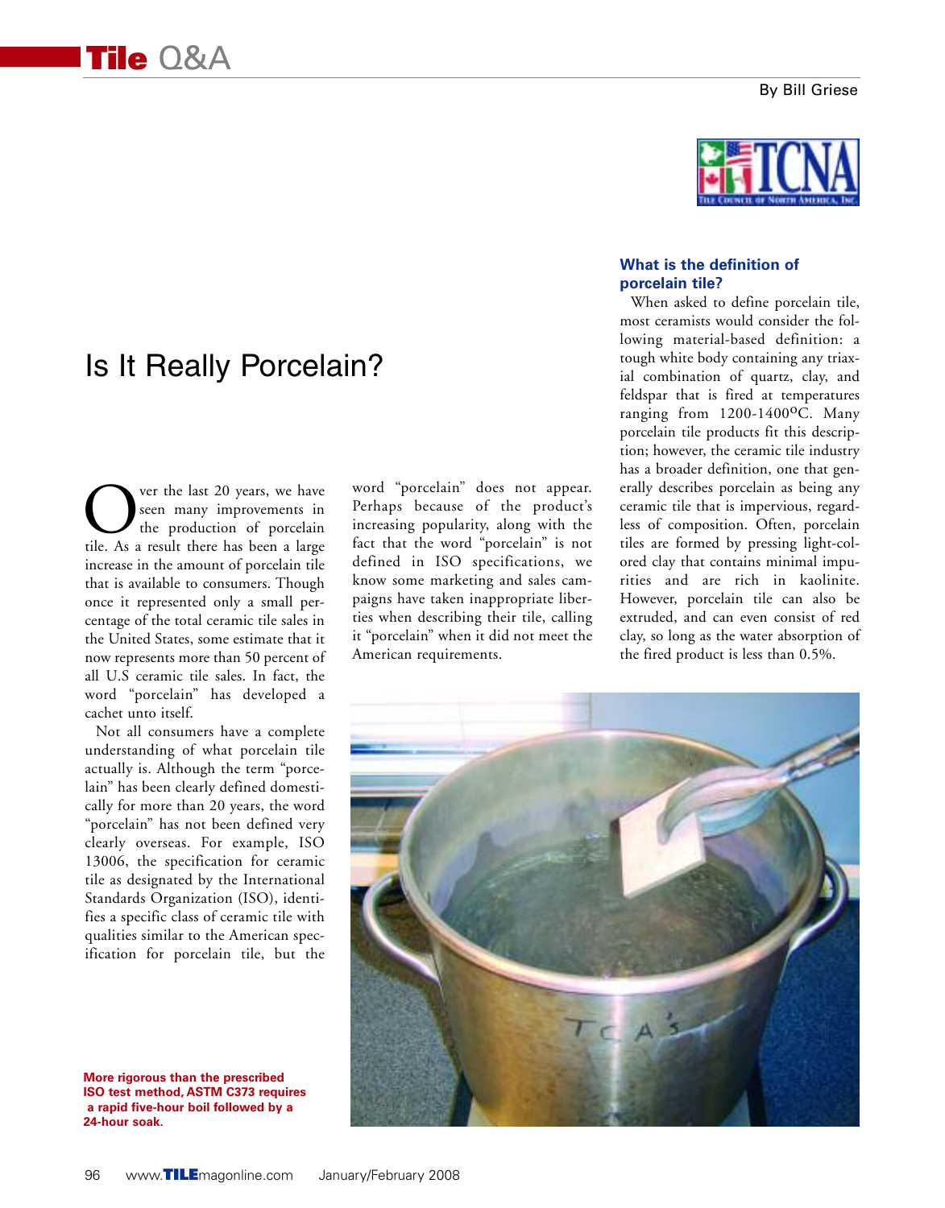# Tile Q&A

By Bill Griese

## Is It Really Porcelain?

Over the last 20 years, we have seen many improvements in the production of porcelain tile. As a result there has been a large increase in the amount of porcelain tile that is available to consumers. Though once it represented only a small percentage of the total ceramic tile sales in the United States, some estimate that it now represents more than 50 percent of all U.S ceramic tile sales. In fact, the word "porcelain" has developed a cachet unto itself.

Not all consumers have a complete understanding of what porcelain tile actually is. Although the term "porcelain" has been clearly defined domestically for more than 20 years, the word "porcelain" has not been defined very clearly overseas. For example, ISO 13006, the specification for ceramic tile as designated by the International Standards Organization (ISO), identifies a specific class of ceramic tile with qualities similar to the American specification for porcelain tile, but the word "porcelain" does not appear. Perhaps because of the product's increasing popularity, along with the fact that the word "porcelain" is not defined in ISO specifications, we know some marketing and sales campaigns have taken inappropriate liberties when describing their tile, calling it "porcelain" when it did not meet the American requirements.

### What is the definition of porcelain tile?

When asked to define porcelain tile, most ceramists would consider the following material-based definition: a tough white body containing any triaxial combination of quartz, clay, and feldspar that is fired at temperatures ranging from 1200-1400°C. Many porcelain tile products fit this description; however, the ceramic tile industry has a broader definition, one that generally describes porcelain as being any ceramic tile that is impervious, regardless of composition. Often, porcelain tiles are formed by pressing light-colored clay that contains minimal impurities and are rich in kaolinite. However, porcelain tile can also be extruded, and can even consist of red clay, so long as the water absorption of the fired product is less than 0.5%.

**More rigorous than the prescribed ISO test method, ASTM C373 requires a rapid five-hour boil followed by a 24-hour soak.**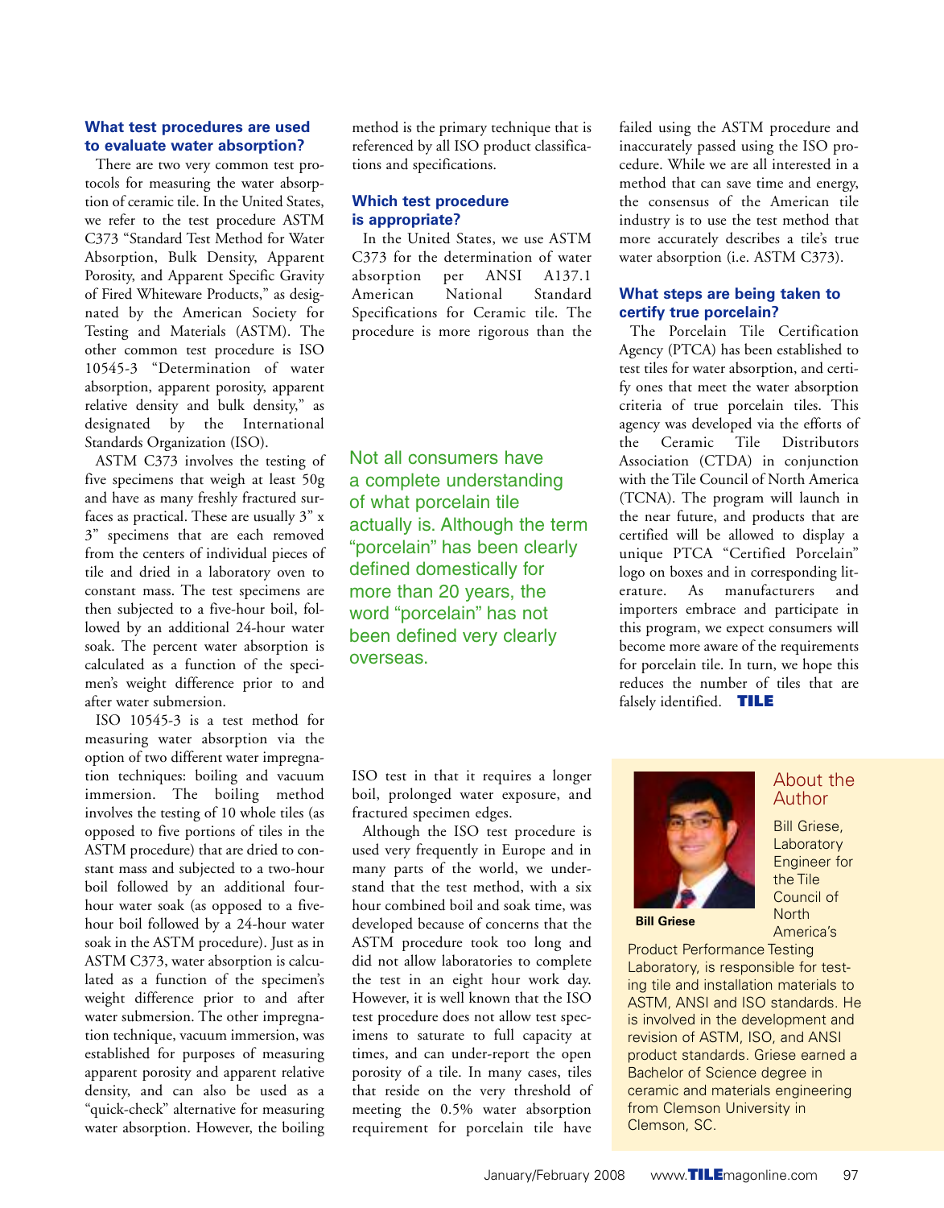### What test procedures are used to evaluate water absorption?

There are two very common test protocols for measuring the water absorption of ceramic tile. In the United States, we refer to the test procedure ASTM C373 "Standard Test Method for Water Absorption, Bulk Density, Apparent Porosity, and Apparent Specific Gravity of Fired Whiteware Products," as designated by the American Society for Testing and Materials (ASTM). The other common test procedure is ISO 10545-3 "Determination of water absorption, apparent porosity, apparent relative density and bulk density," as designated by the International Standards Organization (ISO).

ASTM C373 involves the testing of five specimens that weigh at least 50g and have as many freshly fractured surfaces as practical. These are usually 3" x 3" specimens that are each removed from the centers of individual pieces of tile and dried in a laboratory oven to constant mass. The test specimens are then subjected to a five-hour boil, followed by an additional 24-hour water soak. The percent water absorption is calculated as a function of the specimen's weight difference prior to and after water submersion.

ISO 10545-3 is a test method for measuring water absorption via the option of two different water impregnation techniques: boiling and vacuum immersion. The boiling method involves the testing of 10 whole tiles (as opposed to five portions of tiles in the ASTM procedure) that are dried to constant mass and subjected to a two-hour boil followed by an additional four-hour water soak (as opposed to a five-hour boil followed by a 24-hour water soak in the ASTM procedure). Just as in ASTM C373, water absorption is calculated as a function of the specimen's weight difference prior to and after water submersion. The other impregnation technique, vacuum immersion, was established for purposes of measuring apparent porosity and apparent relative density, and can also be used as a "quick-check" alternative for measuring water absorption. However, the boiling method is the primary technique that is referenced by all ISO product classifications and specifications.

### Which test procedure is appropriate?

In the United States, we use ASTM C373 for the determination of water absorption per ANSI A137.1 American National Standard Specifications for Ceramic tile. The procedure is more rigorous than the ISO test in that it requires a longer boil, prolonged water exposure, and fractured specimen edges.

Although the ISO test procedure is used very frequently in Europe and in many parts of the world, we understand that the test method, with a six hour combined boil and soak time, was developed because of concerns that the ASTM procedure took too long and did not allow laboratories to complete the test in an eight hour work day. However, it is well known that the ISO test procedure does not allow test specimens to saturate to full capacity at times, and can under-report the open porosity of a tile. In many cases, tiles that reside on the very threshold of meeting the 0.5% water absorption requirement for porcelain tile have failed using the ASTM procedure and inaccurately passed using the ISO procedure. While we are all interested in a method that can save time and energy, the consensus of the American tile industry is to use the test method that more accurately describes a tile's true water absorption (i.e. ASTM C373).

> Not all consumers have a complete understanding of what porcelain tile actually is. Although the term "porcelain" has been clearly defined domestically for more than 20 years, the word "porcelain" has not been defined very clearly overseas.

### What steps are being taken to certify true porcelain?

The Porcelain Tile Certification Agency (PTCA) has been established to test tiles for water absorption, and certify ones that meet the water absorption criteria of true porcelain tiles. This agency was developed via the efforts of the Ceramic Tile Distributors Association (CTDA) in conjunction with the Tile Council of North America (TCNA). The program will launch in the near future, and products that are certified will be allowed to display a unique PTCA "Certified Porcelain" logo on boxes and in corresponding literature. As manufacturers and importers embrace and participate in this program, we expect consumers will become more aware of the requirements for porcelain tile. In turn, we hope this reduces the number of tiles that are falsely identified. **TILE**

### About the Author

**Bill Griese**

Bill Griese, Laboratory Engineer for the Tile Council of North America's Product Performance Testing Laboratory, is responsible for testing tile and installation materials to ASTM, ANSI and ISO standards. He is involved in the development and revision of ASTM, ISO, and ANSI product standards. Griese earned a Bachelor of Science degree in ceramic and materials engineering from Clemson University in Clemson, SC.